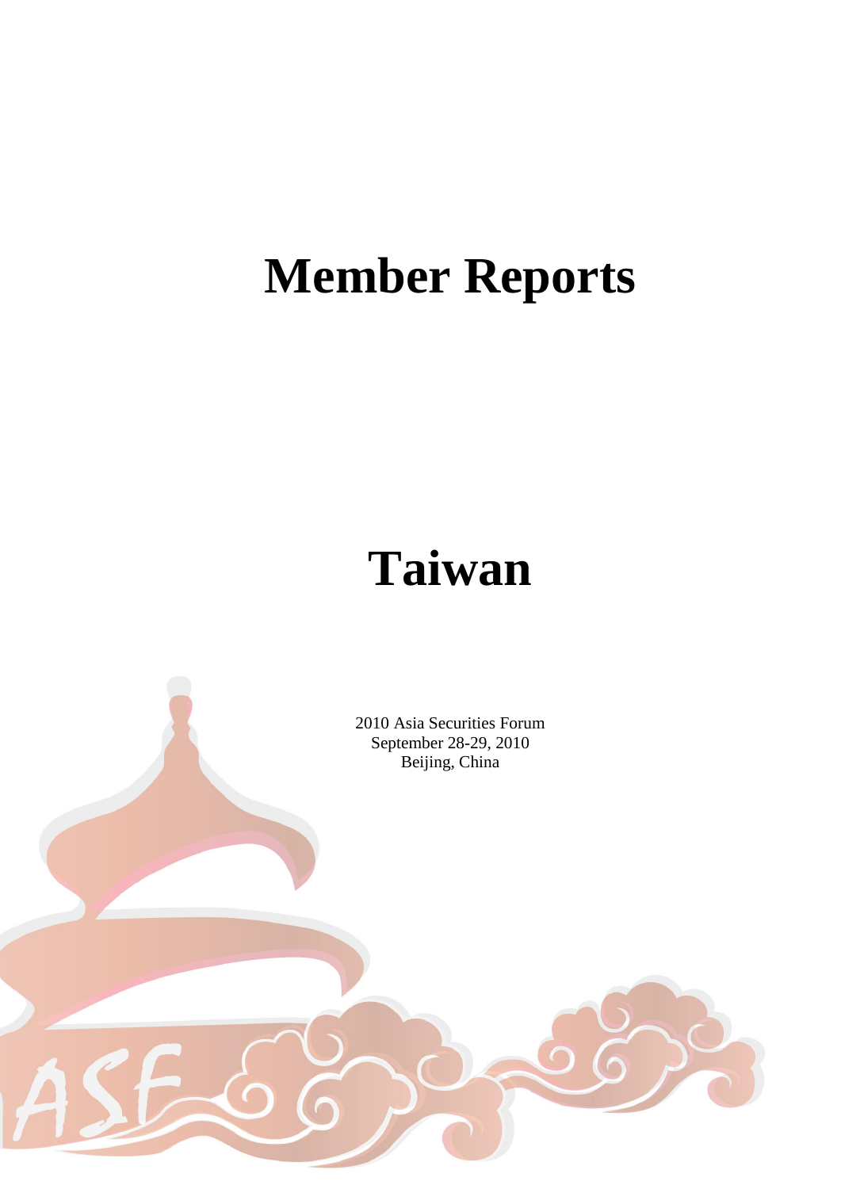# Member Reports

# Taiwan

2010 Asia Securities Forum
September 28-29, 2010
Beijing, China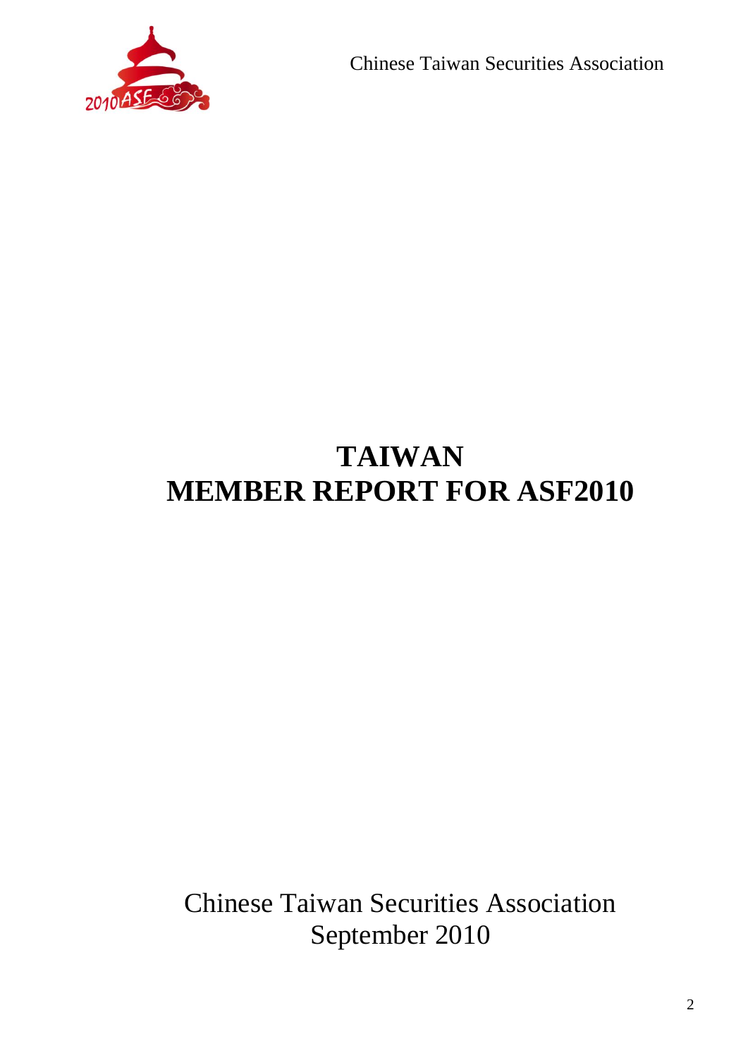# TAIWAN
# MEMBER REPORT FOR ASF2010

Chinese Taiwan Securities Association
September 2010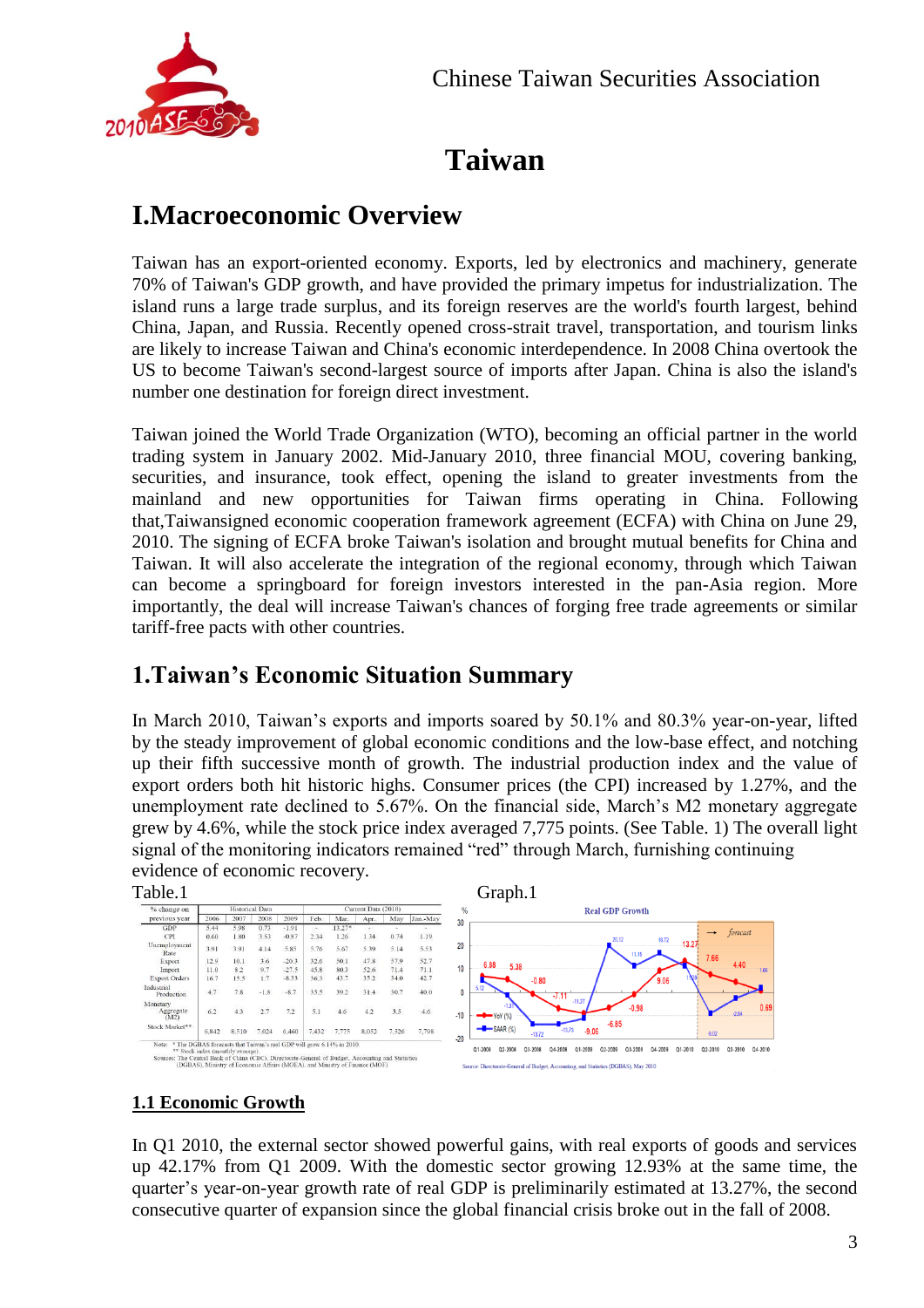# Taiwan

# I.Macroeconomic Overview

Taiwan has an export-oriented economy. Exports, led by electronics and machinery, generate 70% of Taiwan's GDP growth, and have provided the primary impetus for industrialization. The island runs a large trade surplus, and its foreign reserves are the world's fourth largest, behind China, Japan, and Russia. Recently opened cross-strait travel, transportation, and tourism links are likely to increase Taiwan and China's economic interdependence. In 2008 China overtook the US to become Taiwan's second-largest source of imports after Japan. China is also the island's number one destination for foreign direct investment.

Taiwan joined the World Trade Organization (WTO), becoming an official partner in the world trading system in January 2002. Mid-January 2010, three financial MOU, covering banking, securities, and insurance, took effect, opening the island to greater investments from the mainland and new opportunities for Taiwan firms operating in China. Following that,Taiwansigned economic cooperation framework agreement (ECFA) with China on June 29, 2010. The signing of ECFA broke Taiwan's isolation and brought mutual benefits for China and Taiwan. It will also accelerate the integration of the regional economy, through which Taiwan can become a springboard for foreign investors interested in the pan-Asia region. More importantly, the deal will increase Taiwan's chances of forging free trade agreements or similar tariff-free pacts with other countries.

## 1.Taiwan's Economic Situation Summary

In March 2010, Taiwan's exports and imports soared by 50.1% and 80.3% year-on-year, lifted by the steady improvement of global economic conditions and the low-base effect, and notching up their fifth successive month of growth. The industrial production index and the value of export orders both hit historic highs. Consumer prices (the CPI) increased by 1.27%, and the unemployment rate declined to 5.67%. On the financial side, March's M2 monetary aggregate grew by 4.6%, while the stock price index averaged 7,775 points. (See Table. 1) The overall light signal of the monitoring indicators remained "red" through March, furnishing continuing evidence of economic recovery.

Table.1

| % change on previous year | Historical Data | | | | Current Data (2010) | | | | |
|---|---|---|---|---|---|---|---|---|---|
| | 2006 | 2007 | 2008 | 2009 | Feb. | Mar. | Apr. | May | Jan.-May |
| GDP | 5.44 | 5.98 | 0.73 | -1.91 | - | 13.27* | - | - | - |
| CPI | 0.60 | 1.80 | 3.53 | -0.87 | 2.34 | 1.26 | 1.34 | 0.74 | 1.19 |
| Unemployment Rate | 3.91 | 3.91 | 4.14 | 5.85 | 5.76 | 5.67 | 5.39 | 5.14 | 5.53 |
| Export | 12.9 | 10.1 | 3.6 | -20.3 | 32.6 | 50.1 | 47.8 | 57.9 | 52.7 |
| Import | 11.0 | 8.2 | 9.7 | -27.5 | 45.8 | 80.3 | 52.6 | 71.4 | 71.1 |
| Export Orders | 16.7 | 15.5 | 1.7 | -8.33 | 36.3 | 43.7 | 35.2 | 34.0 | 42.7 |
| Industrial Production | 4.7 | 7.8 | -1.8 | -8.7 | 35.5 | 39.2 | 31.4 | 30.7 | 40.0 |
| Monetary Aggregate (M2) | 6.2 | 4.3 | 2.7 | 7.2 | 5.1 | 4.6 | 4.2 | 3.5 | 4.6 |
| Stock Market** | 6,842 | 8,510 | 7,024 | 6,460 | 7,432 | 7,775 | 8,052 | 7,526 | 7,798 |

Note: * The DGBAS forecasts that Taiwan's real GDP will grow 6.14% in 2010.
** Stock index (monthly average).
Sources: The Central Bank of China (CBC), Directorate-General of Budget, Accounting and Statistics (DGBAS), Ministry of Economic Affairs (MOEA), and Ministry of Finance (MOF)

Graph.1

Real GDP Growth

Source: Directorate-General of Budget, Accounting, and Statistics (DGBAS), May 2010

### 1.1 Economic Growth

In Q1 2010, the external sector showed powerful gains, with real exports of goods and services up 42.17% from Q1 2009. With the domestic sector growing 12.93% at the same time, the quarter's year-on-year growth rate of real GDP is preliminarily estimated at 13.27%, the second consecutive quarter of expansion since the global financial crisis broke out in the fall of 2008.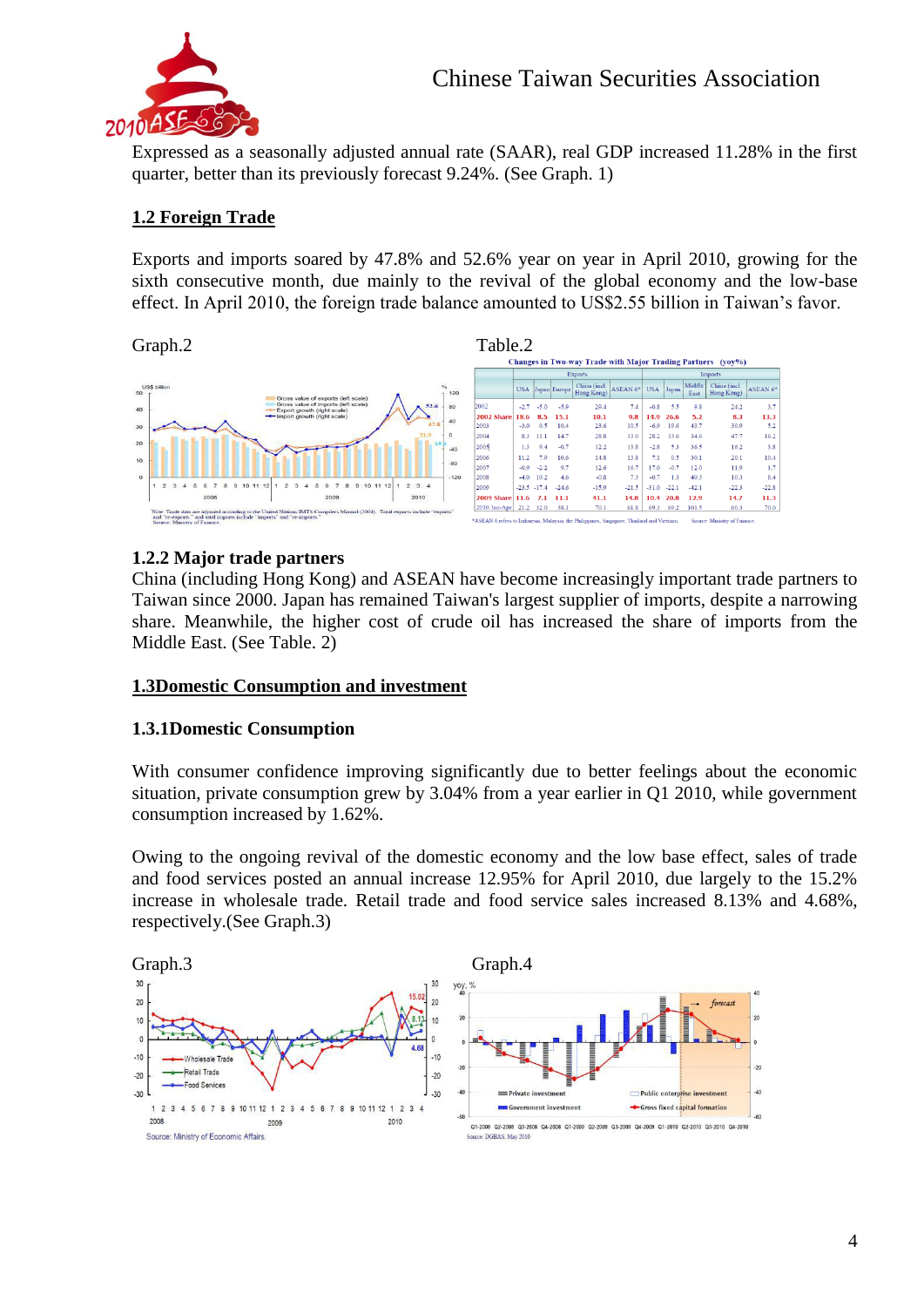Expressed as a seasonally adjusted annual rate (SAAR), real GDP increased 11.28% in the first quarter, better than its previously forecast 9.24%. (See Graph. 1)

## 1.2 Foreign Trade

Exports and imports soared by 47.8% and 52.6% year on year in April 2010, growing for the sixth consecutive month, due mainly to the revival of the global economy and the low-base effect. In April 2010, the foreign trade balance amounted to US$2.55 billion in Taiwan's favor.

Graph.2

Note: Trade data are adjusted according to the United Nations IMTS Compilers Manual (2004). Total exports include "exports" and "re-exports," and total imports include "imports" and "re-imports."
Source: Ministry of Finance.

Table.2

**Changes in Two-way Trade with Major Trading Partners (yoy%)**

| | Exports | | | | | Imports | | | | |
|---|---|---|---|---|---|---|---|---|---|---|
| | USA | Japan | Europe | China (incl. Hong Kong) | ASEAN 6* | USA | Japan | Middle East | China (incl. Hong Kong) | ASEAN 6* |
| 2002 | -2.7 | -5.0 | -5.9 | 29.4 | 7.4 | -0.8 | 5.5 | 9.8 | 24.2 | 3.7 |
| 2002 Share | 18.6 | 8.5 | 15.1 | 10.1 | 9.8 | 14.9 | 26.6 | 5.2 | 8.3 | 13.3 |
| 2003 | -3.0 | 0.5 | 10.4 | 23.6 | 10.5 | -6.9 | 10.6 | 43.7 | 30.9 | 5.2 |
| 2004 | 8.3 | 11.1 | 14.7 | 28.8 | 33.0 | 28.2 | 33.6 | 34.6 | 47.7 | 16.2 |
| 2005 | 1.3 | 9.4 | -0.7 | 12.2 | 13.8 | -2.8 | 5.3 | 36.5 | 16.2 | 3.8 |
| 2006 | 11.2 | 7.9 | 10.6 | 14.8 | 13.8 | 7.1 | 0.5 | 30.1 | 20.1 | 10.4 |
| 2007 | -0.9 | -2.2 | 9.7 | 12.6 | 16.7 | 17.0 | -0.7 | 12.0 | 11.9 | 1.7 |
| 2008 | -4.0 | 10.2 | 4.6 | -0.8 | 7.3 | -0.7 | 1.3 | 40.3 | 10.3 | 8.4 |
| 2009 | -23.5 | -17.4 | -24.6 | -15.9 | -21.5 | -31.0 | -22.1 | -42.1 | -22.3 | -22.8 |
| 2009 Share | 11.6 | 7.1 | 11.1 | 41.1 | 14.8 | 10.4 | 20.8 | 12.9 | 14.7 | 11.3 |
| 2010 Jan-Apr | 21.2 | 32.0 | 38.1 | 70.1 | 61.8 | 69.3 | 69.2 | 101.5 | 60.3 | 70.0 |

*ASEAN 6 refers to Indonesia, Malaysia, the Philippines, Singapore, Thailand and Vietnam. Source: Ministry of Finance

### 1.2.2 Major trade partners

China (including Hong Kong) and ASEAN have become increasingly important trade partners to Taiwan since 2000. Japan has remained Taiwan's largest supplier of imports, despite a narrowing share. Meanwhile, the higher cost of crude oil has increased the share of imports from the Middle East. (See Table. 2)

## 1.3Domestic Consumption and investment

### 1.3.1Domestic Consumption

With consumer confidence improving significantly due to better feelings about the economic situation, private consumption grew by 3.04% from a year earlier in Q1 2010, while government consumption increased by 1.62%.

Owing to the ongoing revival of the domestic economy and the low base effect, sales of trade and food services posted an annual increase 12.95% for April 2010, due largely to the 15.2% increase in wholesale trade. Retail trade and food service sales increased 8.13% and 4.68%, respectively.(See Graph.3)

Graph.3

Source: Ministry of Economic Affairs.

Graph.4

Source: DGBAS, May 2010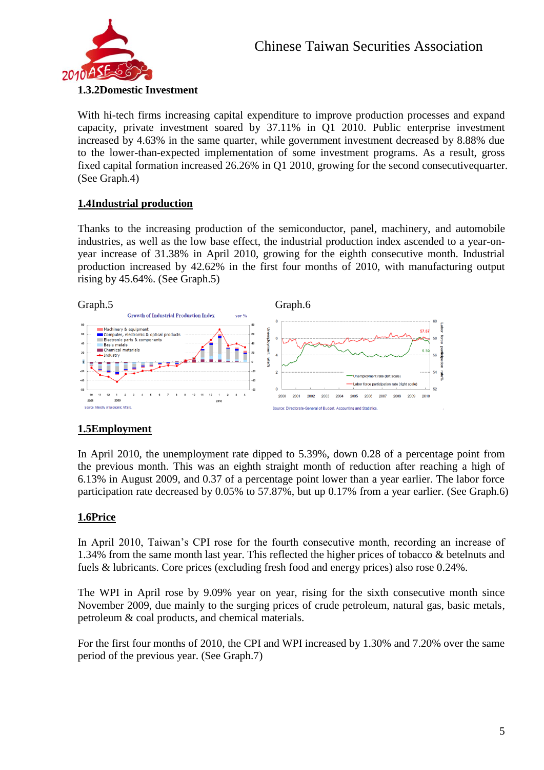### 1.3.2Domestic Investment

With hi-tech firms increasing capital expenditure to improve production processes and expand capacity, private investment soared by 37.11% in Q1 2010. Public enterprise investment increased by 4.63% in the same quarter, while government investment decreased by 8.88% due to the lower-than-expected implementation of some investment programs. As a result, gross fixed capital formation increased 26.26% in Q1 2010, growing for the second consecutivequarter. (See Graph.4)

## 1.4Industrial production

Thanks to the increasing production of the semiconductor, panel, machinery, and automobile industries, as well as the low base effect, the industrial production index ascended to a year-on-year increase of 31.38% in April 2010, growing for the eighth consecutive month. Industrial production increased by 42.62% in the first four months of 2010, with manufacturing output rising by 45.64%. (See Graph.5)

Graph.5

Graph.6

## 1.5Employment

In April 2010, the unemployment rate dipped to 5.39%, down 0.28 of a percentage point from the previous month. This was an eighth straight month of reduction after reaching a high of 6.13% in August 2009, and 0.37 of a percentage point lower than a year earlier. The labor force participation rate decreased by 0.05% to 57.87%, but up 0.17% from a year earlier. (See Graph.6)

## 1.6Price

In April 2010, Taiwan's CPI rose for the fourth consecutive month, recording an increase of 1.34% from the same month last year. This reflected the higher prices of tobacco & betelnuts and fuels & lubricants. Core prices (excluding fresh food and energy prices) also rose 0.24%.

The WPI in April rose by 9.09% year on year, rising for the sixth consecutive month since November 2009, due mainly to the surging prices of crude petroleum, natural gas, basic metals, petroleum & coal products, and chemical materials.

For the first four months of 2010, the CPI and WPI increased by 1.30% and 7.20% over the same period of the previous year. (See Graph.7)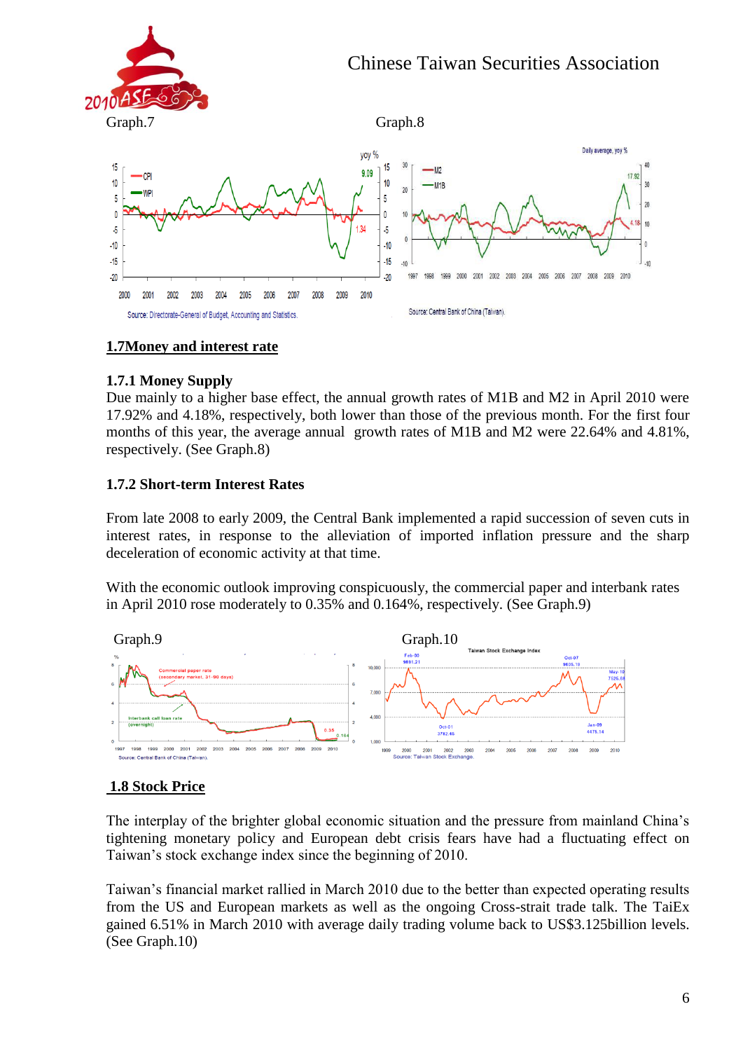Graph.7

Graph.8

Source: Directorate-General of Budget, Accounting and Statistics.

Source: Central Bank of China (Taiwan).

## 1.7Money and interest rate

### 1.7.1 Money Supply

Due mainly to a higher base effect, the annual growth rates of M1B and M2 in April 2010 were 17.92% and 4.18%, respectively, both lower than those of the previous month. For the first four months of this year, the average annual growth rates of M1B and M2 were 22.64% and 4.81%, respectively. (See Graph.8)

### 1.7.2 Short-term Interest Rates

From late 2008 to early 2009, the Central Bank implemented a rapid succession of seven cuts in interest rates, in response to the alleviation of imported inflation pressure and the sharp deceleration of economic activity at that time.

With the economic outlook improving conspicuously, the commercial paper and interbank rates in April 2010 rose moderately to 0.35% and 0.164%, respectively. (See Graph.9)

Graph.9

Source: Central Bank of China (Taiwan).

Graph.10

Source: Taiwan Stock Exchange.

## 1.8 Stock Price

The interplay of the brighter global economic situation and the pressure from mainland China's tightening monetary policy and European debt crisis fears have had a fluctuating effect on Taiwan's stock exchange index since the beginning of 2010.

Taiwan's financial market rallied in March 2010 due to the better than expected operating results from the US and European markets as well as the ongoing Cross-strait trade talk. The TaiEx gained 6.51% in March 2010 with average daily trading volume back to US$3.125billion levels. (See Graph.10)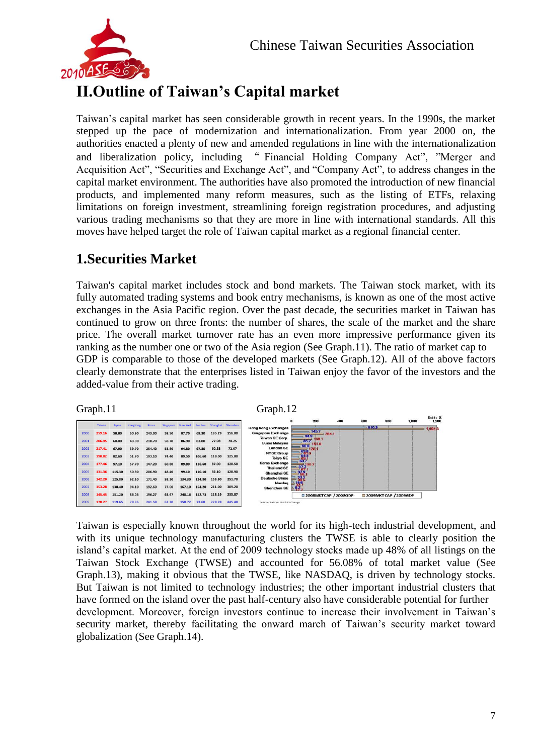# II.Outline of Taiwan's Capital market

Taiwan's capital market has seen considerable growth in recent years. In the 1990s, the market stepped up the pace of modernization and internationalization. From year 2000 on, the authorities enacted a plenty of new and amended regulations in line with the internationalization and liberalization policy, including " Financial Holding Company Act", "Merger and Acquisition Act", "Securities and Exchange Act", and "Company Act", to address changes in the capital market environment. The authorities have also promoted the introduction of new financial products, and implemented many reform measures, such as the listing of ETFs, relaxing limitations on foreign investment, streamlining foreign registration procedures, and adjusting various trading mechanisms so that they are more in line with international standards. All this moves have helped target the role of Taiwan capital market as a regional financial center.

## 1.Securities Market

Taiwan's capital market includes stock and bond markets. The Taiwan stock market, with its fully automated trading systems and book entry mechanisms, is known as one of the most active exchanges in the Asia Pacific region. Over the past decade, the securities market in Taiwan has continued to grow on three fronts: the number of shares, the scale of the market and the share price. The overall market turnover rate has an even more impressive performance given its ranking as the number one or two of the Asia region (See Graph.11). The ratio of market cap to GDP is comparable to those of the developed markets (See Graph.12). All of the above factors clearly demonstrate that the enterprises listed in Taiwan enjoy the favor of the investors and the added-value from their active trading.

Graph.11

| | Taiwan | Japan | Hongkong | Korea | Singapore | NewYork | London | Shanghai | Shenzhen |
|---|---|---|---|---|---|---|---|---|---|
| 2000 | 259.16 | 58.80 | 60.90 | 243.00 | 58.50 | 87.70 | 69.30 | 185.29 | 156.00 |
| 2001 | 206.95 | 60.00 | 43.90 | 218.70 | 58.70 | 86.90 | 83.80 | 77.98 | 78.25 |
| 2002 | 217.41 | 67.90 | 39.70 | 254.40 | 53.80 | 94.80 | 97.30 | 60.33 | 72.07 |
| 2003 | 190.82 | 82.60 | 51.70 | 193.10 | 74.40 | 89.50 | 106.60 | 118.00 | 125.80 |
| 2004 | 177.46 | 97.10 | 57.70 | 147.20 | 60.80 | 89.80 | 116.60 | 87.00 | 120.50 |
| 2005 | 131.36 | 115.30 | 50.30 | 206.90 | 48.40 | 99.10 | 110.10 | 82.10 | 128.90 |
| 2006 | 142.20 | 125.80 | 62.10 | 171.40 | 58.20 | 134.30 | 124.80 | 153.80 | 251.70 |
| 2007 | 153.28 | 138.40 | 94.10 | 192.60 | 77.60 | 167.10 | 154.20 | 211.00 | 389.20 |
| 2008 | 145.45 | 151.20 | 86.04 | 196.27 | 63.67 | 240.16 | 152.73 | 118.19 | 235.87 |
| 2009 | 178.27 | 119.65 | 78.95 | 241.58 | 67.30 | 158.72 | 73.68 | 228.78 | 445.48 |

Graph.12

Unit: %

| | 2008MKT CAP / 2008GDP | 2009MKT CAP / 2009GDP |
|---|---|---|
| Hong Kong Exchanges | 610.3 | 1,004.6 |
| Singapore Exchange | 145.7 | 264.1 |
| Taiwan SE Corp. | 94.9 | 168.1 |
| Bursa Malaysia | 85.7 | 151.0 |
| London SE | 68.8 | 128.1 |
| NYSE Group | 63.9 | |
| Tokyo SE | 63.3 | |
| Korea Exchange | 50.7 | 100.2 |
| Thailand SE | 37.7 | |
| Shanghai SE | 36.6 | |
| Deutsche Börse | 30.3 | |
| Nasdaq | 18.6 | |
| Shenzhen SE | 4.2 | |

Source: Taiwan Stock Exchange

Taiwan is especially known throughout the world for its high-tech industrial development, and with its unique technology manufacturing clusters the TWSE is able to clearly position the island's capital market. At the end of 2009 technology stocks made up 48% of all listings on the Taiwan Stock Exchange (TWSE) and accounted for 56.08% of total market value (See Graph.13), making it obvious that the TWSE, like NASDAQ, is driven by technology stocks. But Taiwan is not limited to technology industries; the other important industrial clusters that have formed on the island over the past half-century also have considerable potential for further development. Moreover, foreign investors continue to increase their involvement in Taiwan's security market, thereby facilitating the onward march of Taiwan's security market toward globalization (See Graph.14).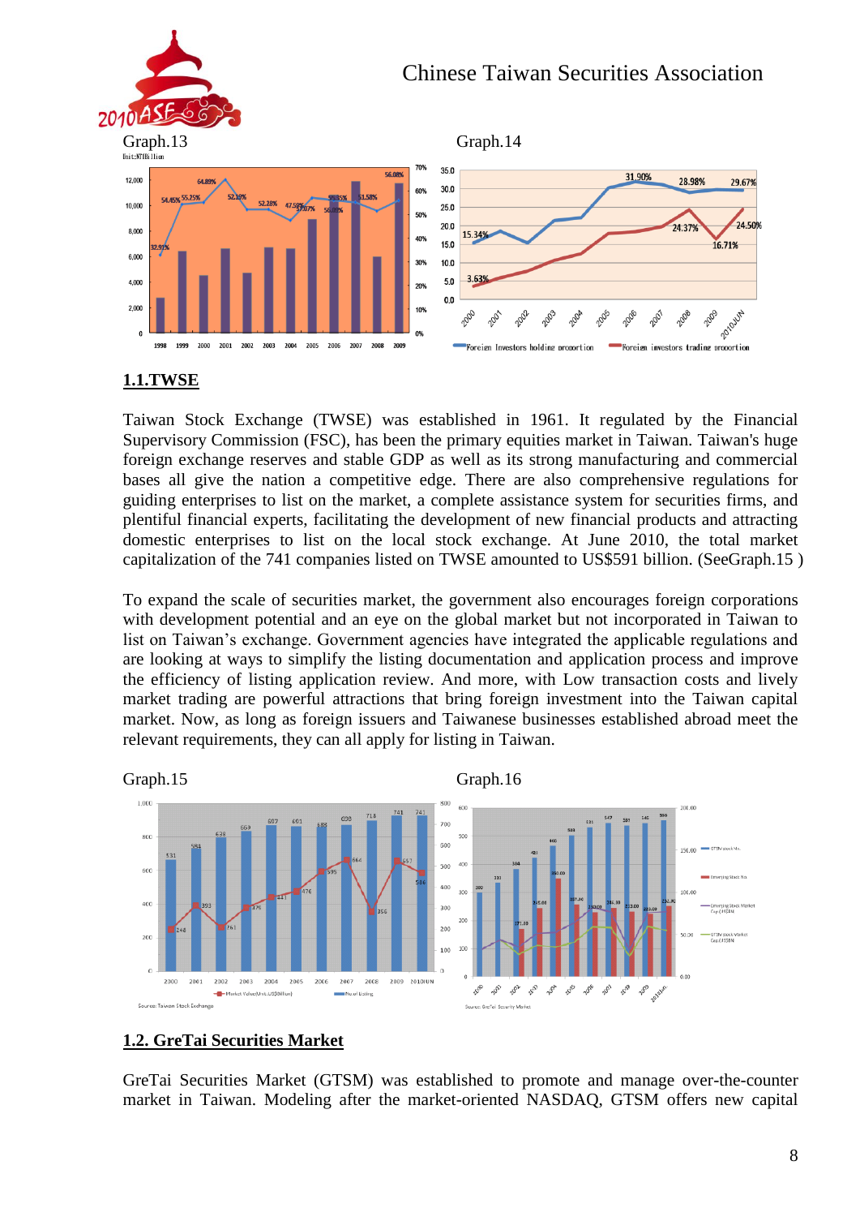Graph.13

Graph.14

## 1.1.TWSE

Taiwan Stock Exchange (TWSE) was established in 1961. It regulated by the Financial Supervisory Commission (FSC), has been the primary equities market in Taiwan. Taiwan's huge foreign exchange reserves and stable GDP as well as its strong manufacturing and commercial bases all give the nation a competitive edge. There are also comprehensive regulations for guiding enterprises to list on the market, a complete assistance system for securities firms, and plentiful financial experts, facilitating the development of new financial products and attracting domestic enterprises to list on the local stock exchange. At June 2010, the total market capitalization of the 741 companies listed on TWSE amounted to US$591 billion. (SeeGraph.15 )

To expand the scale of securities market, the government also encourages foreign corporations with development potential and an eye on the global market but not incorporated in Taiwan to list on Taiwan's exchange. Government agencies have integrated the applicable regulations and are looking at ways to simplify the listing documentation and application process and improve the efficiency of listing application review. And more, with Low transaction costs and lively market trading are powerful attractions that bring foreign investment into the Taiwan capital market. Now, as long as foreign issuers and Taiwanese businesses established abroad meet the relevant requirements, they can all apply for listing in Taiwan.

Graph.15

Graph.16

## 1.2. GreTai Securities Market

GreTai Securities Market (GTSM) was established to promote and manage over-the-counter market in Taiwan. Modeling after the market-oriented NASDAQ, GTSM offers new capital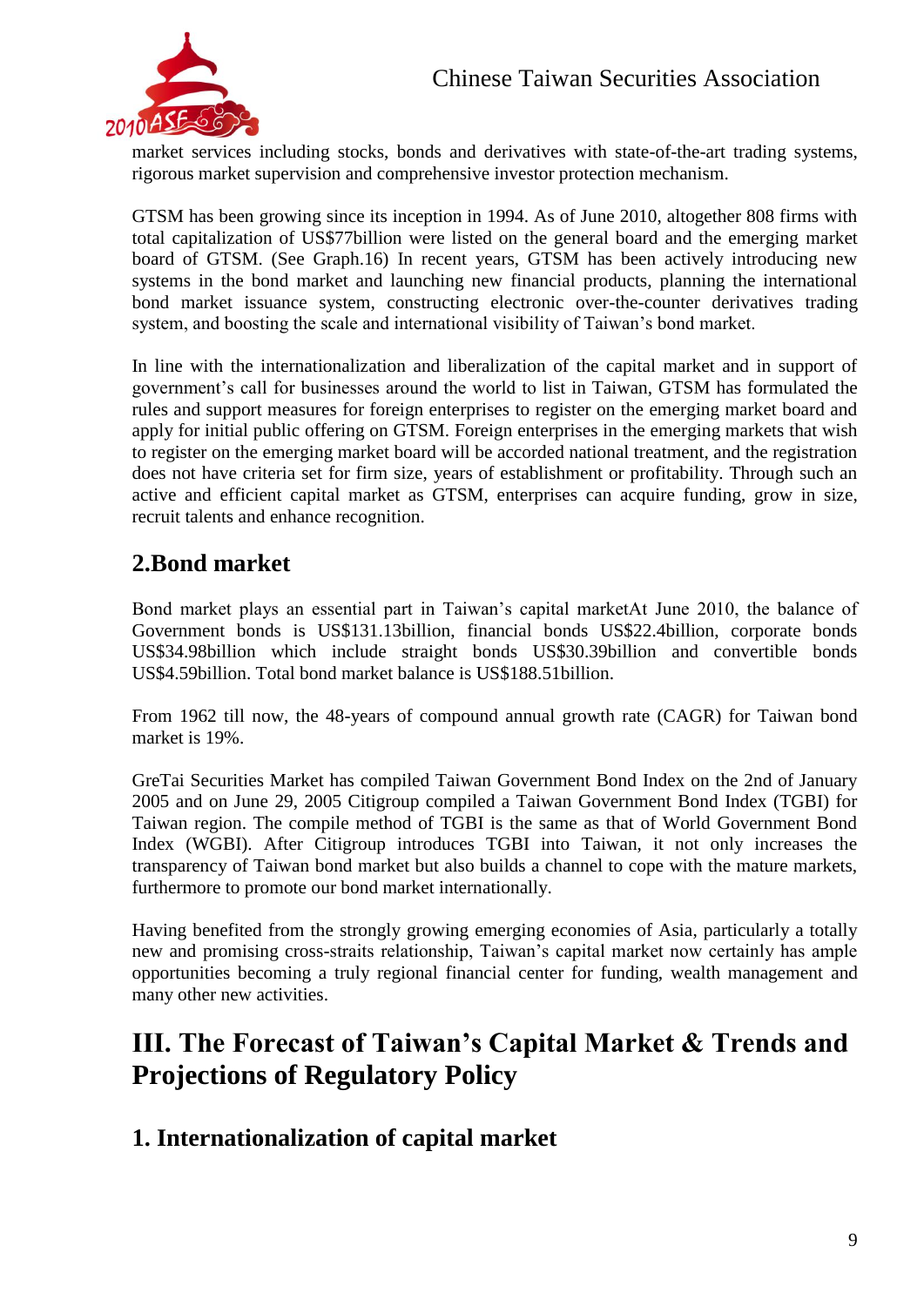market services including stocks, bonds and derivatives with state-of-the-art trading systems, rigorous market supervision and comprehensive investor protection mechanism.

GTSM has been growing since its inception in 1994. As of June 2010, altogether 808 firms with total capitalization of US$77billion were listed on the general board and the emerging market board of GTSM. (See Graph.16) In recent years, GTSM has been actively introducing new systems in the bond market and launching new financial products, planning the international bond market issuance system, constructing electronic over-the-counter derivatives trading system, and boosting the scale and international visibility of Taiwan's bond market.

In line with the internationalization and liberalization of the capital market and in support of government's call for businesses around the world to list in Taiwan, GTSM has formulated the rules and support measures for foreign enterprises to register on the emerging market board and apply for initial public offering on GTSM. Foreign enterprises in the emerging markets that wish to register on the emerging market board will be accorded national treatment, and the registration does not have criteria set for firm size, years of establishment or profitability. Through such an active and efficient capital market as GTSM, enterprises can acquire funding, grow in size, recruit talents and enhance recognition.

## 2.Bond market

Bond market plays an essential part in Taiwan's capital marketAt June 2010, the balance of Government bonds is US$131.13billion, financial bonds US$22.4billion, corporate bonds US$34.98billion which include straight bonds US$30.39billion and convertible bonds US$4.59billion. Total bond market balance is US$188.51billion.

From 1962 till now, the 48-years of compound annual growth rate (CAGR) for Taiwan bond market is 19%.

GreTai Securities Market has compiled Taiwan Government Bond Index on the 2nd of January 2005 and on June 29, 2005 Citigroup compiled a Taiwan Government Bond Index (TGBI) for Taiwan region. The compile method of TGBI is the same as that of World Government Bond Index (WGBI). After Citigroup introduces TGBI into Taiwan, it not only increases the transparency of Taiwan bond market but also builds a channel to cope with the mature markets, furthermore to promote our bond market internationally.

Having benefited from the strongly growing emerging economies of Asia, particularly a totally new and promising cross-straits relationship, Taiwan's capital market now certainly has ample opportunities becoming a truly regional financial center for funding, wealth management and many other new activities.

# III. The Forecast of Taiwan's Capital Market & Trends and Projections of Regulatory Policy

## 1. Internationalization of capital market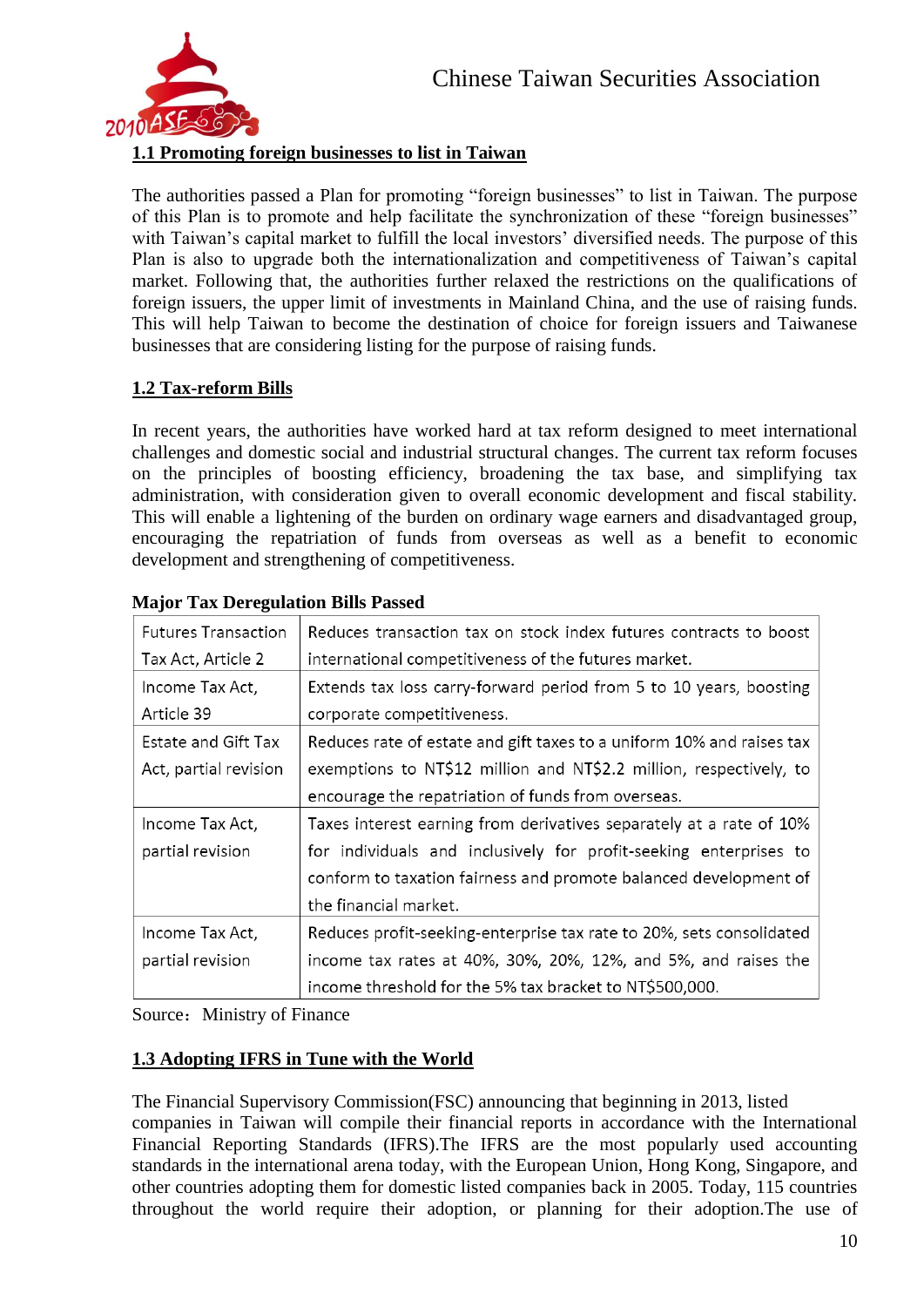### 1.1 Promoting foreign businesses to list in Taiwan

The authorities passed a Plan for promoting "foreign businesses" to list in Taiwan. The purpose of this Plan is to promote and help facilitate the synchronization of these "foreign businesses" with Taiwan's capital market to fulfill the local investors' diversified needs. The purpose of this Plan is also to upgrade both the internationalization and competitiveness of Taiwan's capital market. Following that, the authorities further relaxed the restrictions on the qualifications of foreign issuers, the upper limit of investments in Mainland China, and the use of raising funds. This will help Taiwan to become the destination of choice for foreign issuers and Taiwanese businesses that are considering listing for the purpose of raising funds.

### 1.2 Tax-reform Bills

In recent years, the authorities have worked hard at tax reform designed to meet international challenges and domestic social and industrial structural changes. The current tax reform focuses on the principles of boosting efficiency, broadening the tax base, and simplifying tax administration, with consideration given to overall economic development and fiscal stability. This will enable a lightening of the burden on ordinary wage earners and disadvantaged group, encouraging the repatriation of funds from overseas as well as a benefit to economic development and strengthening of competitiveness.

**Major Tax Deregulation Bills Passed**

| | |
|---|---|
| Futures Transaction Tax Act, Article 2 | Reduces transaction tax on stock index futures contracts to boost international competitiveness of the futures market. |
| Income Tax Act, Article 39 | Extends tax loss carry-forward period from 5 to 10 years, boosting corporate competitiveness. |
| Estate and Gift Tax Act, partial revision | Reduces rate of estate and gift taxes to a uniform 10% and raises tax exemptions to NT$12 million and NT$2.2 million, respectively, to encourage the repatriation of funds from overseas. |
| Income Tax Act, partial revision | Taxes interest earning from derivatives separately at a rate of 10% for individuals and inclusively for profit-seeking enterprises to conform to taxation fairness and promote balanced development of the financial market. |
| Income Tax Act, partial revision | Reduces profit-seeking-enterprise tax rate to 20%, sets consolidated income tax rates at 40%, 30%, 20%, 12%, and 5%, and raises the income threshold for the 5% tax bracket to NT$500,000. |

Source：Ministry of Finance

### 1.3 Adopting IFRS in Tune with the World

The Financial Supervisory Commission(FSC) announcing that beginning in 2013, listed companies in Taiwan will compile their financial reports in accordance with the International Financial Reporting Standards (IFRS).The IFRS are the most popularly used accounting standards in the international arena today, with the European Union, Hong Kong, Singapore, and other countries adopting them for domestic listed companies back in 2005. Today, 115 countries throughout the world require their adoption, or planning for their adoption.The use of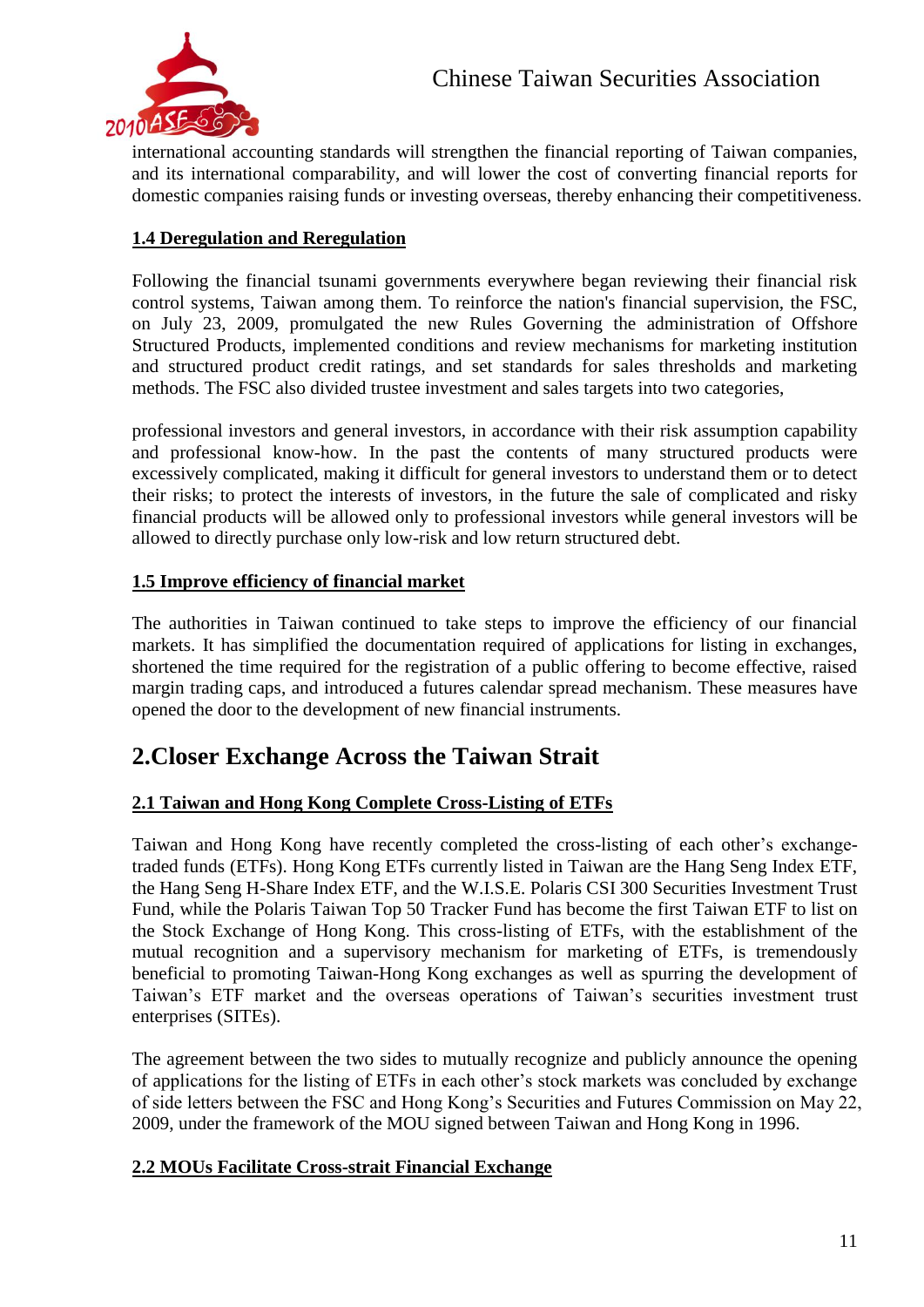international accounting standards will strengthen the financial reporting of Taiwan companies, and its international comparability, and will lower the cost of converting financial reports for domestic companies raising funds or investing overseas, thereby enhancing their competitiveness.

### 1.4 Deregulation and Reregulation

Following the financial tsunami governments everywhere began reviewing their financial risk control systems, Taiwan among them. To reinforce the nation's financial supervision, the FSC, on July 23, 2009, promulgated the new Rules Governing the administration of Offshore Structured Products, implemented conditions and review mechanisms for marketing institution and structured product credit ratings, and set standards for sales thresholds and marketing methods. The FSC also divided trustee investment and sales targets into two categories,

professional investors and general investors, in accordance with their risk assumption capability and professional know-how. In the past the contents of many structured products were excessively complicated, making it difficult for general investors to understand them or to detect their risks; to protect the interests of investors, in the future the sale of complicated and risky financial products will be allowed only to professional investors while general investors will be allowed to directly purchase only low-risk and low return structured debt.

### 1.5 Improve efficiency of financial market

The authorities in Taiwan continued to take steps to improve the efficiency of our financial markets. It has simplified the documentation required of applications for listing in exchanges, shortened the time required for the registration of a public offering to become effective, raised margin trading caps, and introduced a futures calendar spread mechanism. These measures have opened the door to the development of new financial instruments.

## 2.Closer Exchange Across the Taiwan Strait

### 2.1 Taiwan and Hong Kong Complete Cross-Listing of ETFs

Taiwan and Hong Kong have recently completed the cross-listing of each other's exchange-traded funds (ETFs). Hong Kong ETFs currently listed in Taiwan are the Hang Seng Index ETF, the Hang Seng H-Share Index ETF, and the W.I.S.E. Polaris CSI 300 Securities Investment Trust Fund, while the Polaris Taiwan Top 50 Tracker Fund has become the first Taiwan ETF to list on the Stock Exchange of Hong Kong. This cross-listing of ETFs, with the establishment of the mutual recognition and a supervisory mechanism for marketing of ETFs, is tremendously beneficial to promoting Taiwan-Hong Kong exchanges as well as spurring the development of Taiwan's ETF market and the overseas operations of Taiwan's securities investment trust enterprises (SITEs).

The agreement between the two sides to mutually recognize and publicly announce the opening of applications for the listing of ETFs in each other's stock markets was concluded by exchange of side letters between the FSC and Hong Kong's Securities and Futures Commission on May 22, 2009, under the framework of the MOU signed between Taiwan and Hong Kong in 1996.

### 2.2 MOUs Facilitate Cross-strait Financial Exchange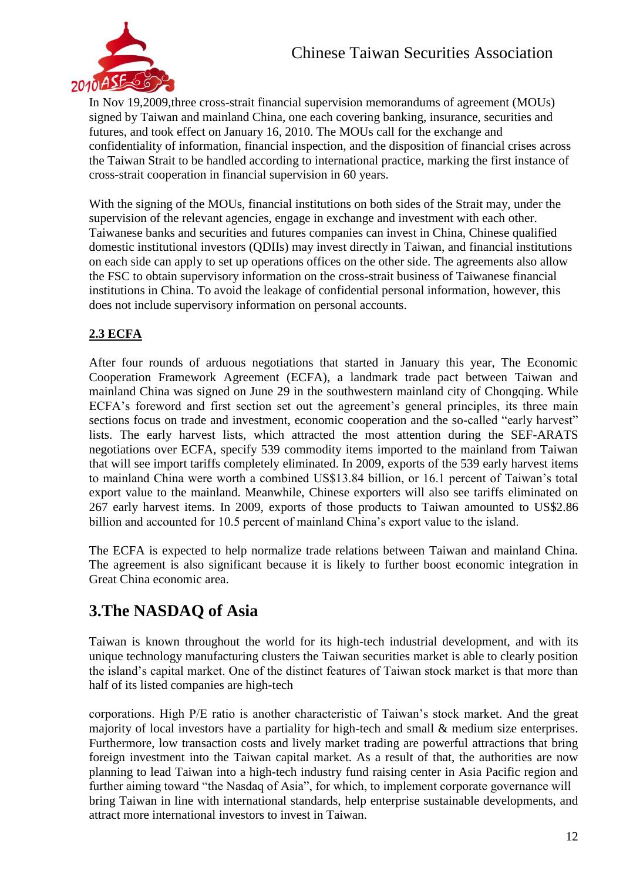In Nov 19,2009,three cross-strait financial supervision memorandums of agreement (MOUs) signed by Taiwan and mainland China, one each covering banking, insurance, securities and futures, and took effect on January 16, 2010. The MOUs call for the exchange and confidentiality of information, financial inspection, and the disposition of financial crises across the Taiwan Strait to be handled according to international practice, marking the first instance of cross-strait cooperation in financial supervision in 60 years.

With the signing of the MOUs, financial institutions on both sides of the Strait may, under the supervision of the relevant agencies, engage in exchange and investment with each other. Taiwanese banks and securities and futures companies can invest in China, Chinese qualified domestic institutional investors (QDIIs) may invest directly in Taiwan, and financial institutions on each side can apply to set up operations offices on the other side. The agreements also allow the FSC to obtain supervisory information on the cross-strait business of Taiwanese financial institutions in China. To avoid the leakage of confidential personal information, however, this does not include supervisory information on personal accounts.

### 2.3 ECFA

After four rounds of arduous negotiations that started in January this year, The Economic Cooperation Framework Agreement (ECFA), a landmark trade pact between Taiwan and mainland China was signed on June 29 in the southwestern mainland city of Chongqing. While ECFA's foreword and first section set out the agreement's general principles, its three main sections focus on trade and investment, economic cooperation and the so-called "early harvest" lists. The early harvest lists, which attracted the most attention during the SEF-ARATS negotiations over ECFA, specify 539 commodity items imported to the mainland from Taiwan that will see import tariffs completely eliminated. In 2009, exports of the 539 early harvest items to mainland China were worth a combined US$13.84 billion, or 16.1 percent of Taiwan's total export value to the mainland. Meanwhile, Chinese exporters will also see tariffs eliminated on 267 early harvest items. In 2009, exports of those products to Taiwan amounted to US$2.86 billion and accounted for 10.5 percent of mainland China's export value to the island.

The ECFA is expected to help normalize trade relations between Taiwan and mainland China. The agreement is also significant because it is likely to further boost economic integration in Great China economic area.

## 3.The NASDAQ of Asia

Taiwan is known throughout the world for its high-tech industrial development, and with its unique technology manufacturing clusters the Taiwan securities market is able to clearly position the island's capital market. One of the distinct features of Taiwan stock market is that more than half of its listed companies are high-tech corporations. High P/E ratio is another characteristic of Taiwan's stock market. And the great majority of local investors have a partiality for high-tech and small & medium size enterprises. Furthermore, low transaction costs and lively market trading are powerful attractions that bring foreign investment into the Taiwan capital market. As a result of that, the authorities are now planning to lead Taiwan into a high-tech industry fund raising center in Asia Pacific region and further aiming toward "the Nasdaq of Asia", for which, to implement corporate governance will bring Taiwan in line with international standards, help enterprise sustainable developments, and attract more international investors to invest in Taiwan.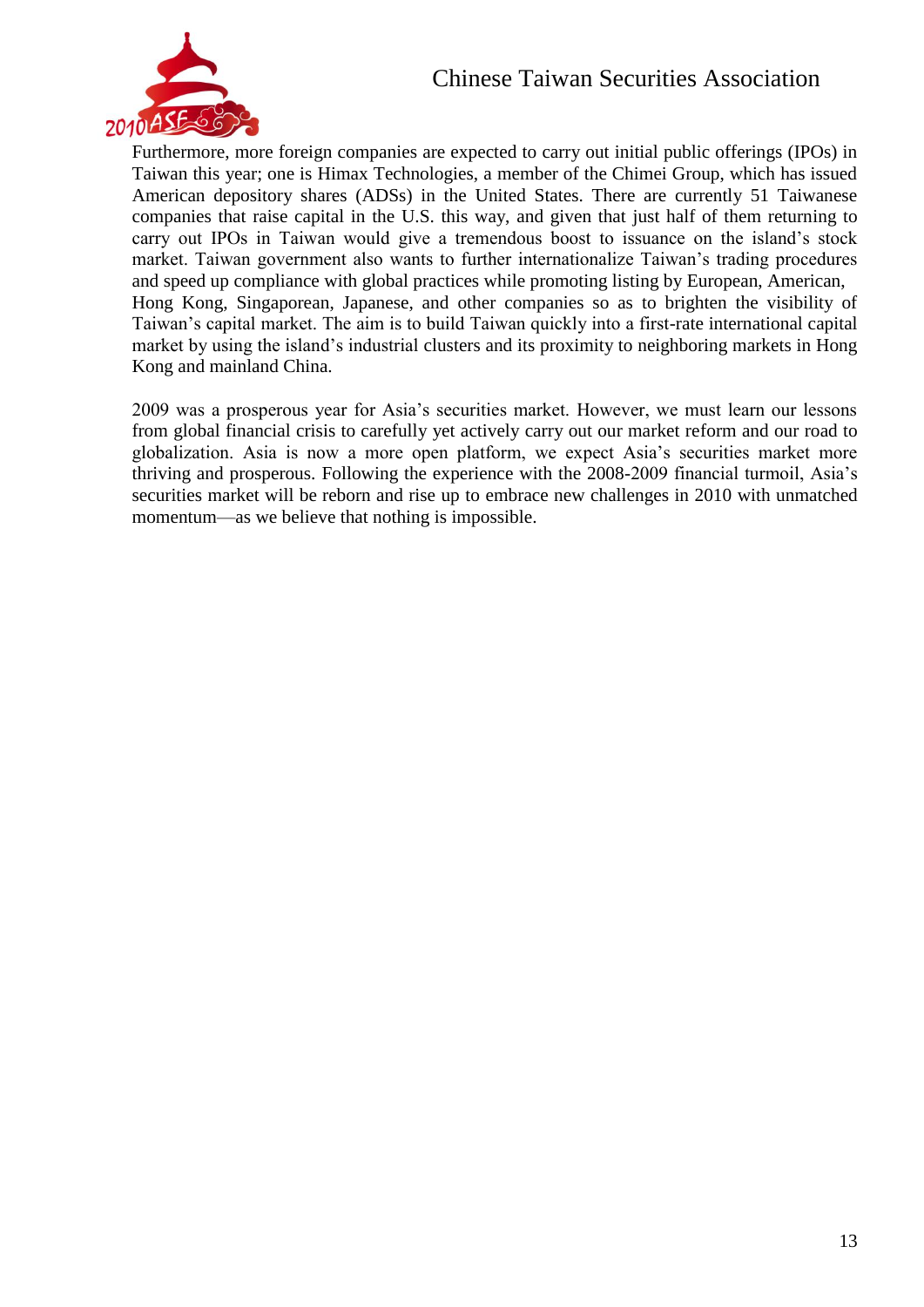Furthermore, more foreign companies are expected to carry out initial public offerings (IPOs) in Taiwan this year; one is Himax Technologies, a member of the Chimei Group, which has issued American depository shares (ADSs) in the United States. There are currently 51 Taiwanese companies that raise capital in the U.S. this way, and given that just half of them returning to carry out IPOs in Taiwan would give a tremendous boost to issuance on the island's stock market. Taiwan government also wants to further internationalize Taiwan's trading procedures and speed up compliance with global practices while promoting listing by European, American, Hong Kong, Singaporean, Japanese, and other companies so as to brighten the visibility of Taiwan's capital market. The aim is to build Taiwan quickly into a first-rate international capital market by using the island's industrial clusters and its proximity to neighboring markets in Hong Kong and mainland China.

2009 was a prosperous year for Asia's securities market. However, we must learn our lessons from global financial crisis to carefully yet actively carry out our market reform and our road to globalization. Asia is now a more open platform, we expect Asia's securities market more thriving and prosperous. Following the experience with the 2008-2009 financial turmoil, Asia's securities market will be reborn and rise up to embrace new challenges in 2010 with unmatched momentum—as we believe that nothing is impossible.